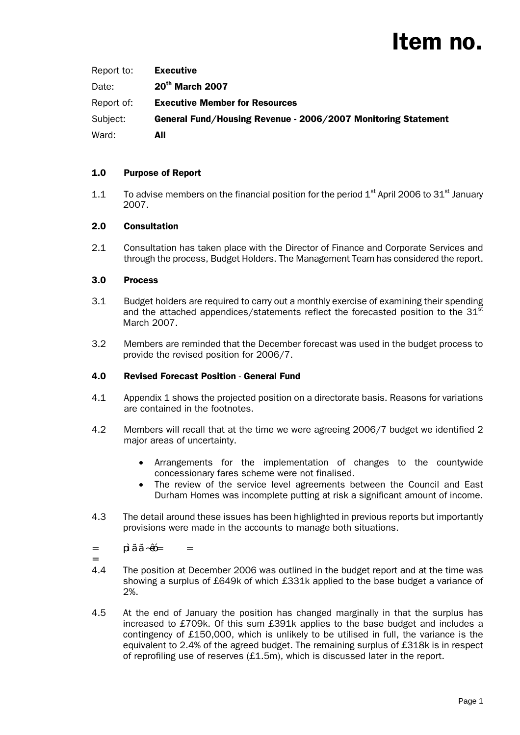# Item no.

Report to: **Executive**

Date: **20th March 2007**

Report of: **Executive Member for Resources**

Subject: **General Fund/Housing Revenue - 2006/2007 Monitoring Statement**

Ward: **All**

## 1.0 Purpose of Report

1.1 To advise members on the financial position for the period 1st April 2006 to 31st January 2007.

## 2.0 Consultation

2.1 Consultation has taken place with the Director of Finance and Corporate Services and through the process, Budget Holders. The Management Team has considered the report.

## 3.0 Process

3.1 Budget holders are required to carry out a monthly exercise of examining their spending and the attached appendices/statements reflect the forecasted position to the 31st March 2007.

3.2 Members are reminded that the December forecast was used in the budget process to provide the revised position for 2006/7.

## 4.0 Revised Forecast Position - General Fund

4.1 Appendix 1 shows the projected position on a directorate basis. Reasons for variations are contained in the footnotes.

4.2 Members will recall that at the time we were agreeing 2006/7 budget we identified 2 major areas of uncertainty.

- Arrangements for the implementation of changes to the countywide concessionary fares scheme were not finalised.
- The review of the service level agreements between the Council and East Durham Homes was incomplete putting at risk a significant amount of income.

4.3 The detail around these issues has been highlighted in previous reports but importantly provisions were made in the accounts to manage both situations.

pìãã~êó

4.4 The position at December 2006 was outlined in the budget report and at the time was showing a surplus of £649k of which £331k applied to the base budget a variance of 2%.

4.5 At the end of January the position has changed marginally in that the surplus has increased to £709k. Of this sum £391k applies to the base budget and includes a contingency of £150,000, which is unlikely to be utilised in full, the variance is the equivalent to 2.4% of the agreed budget. The remaining surplus of £318k is in respect of reprofiling use of reserves (£1.5m), which is discussed later in the report.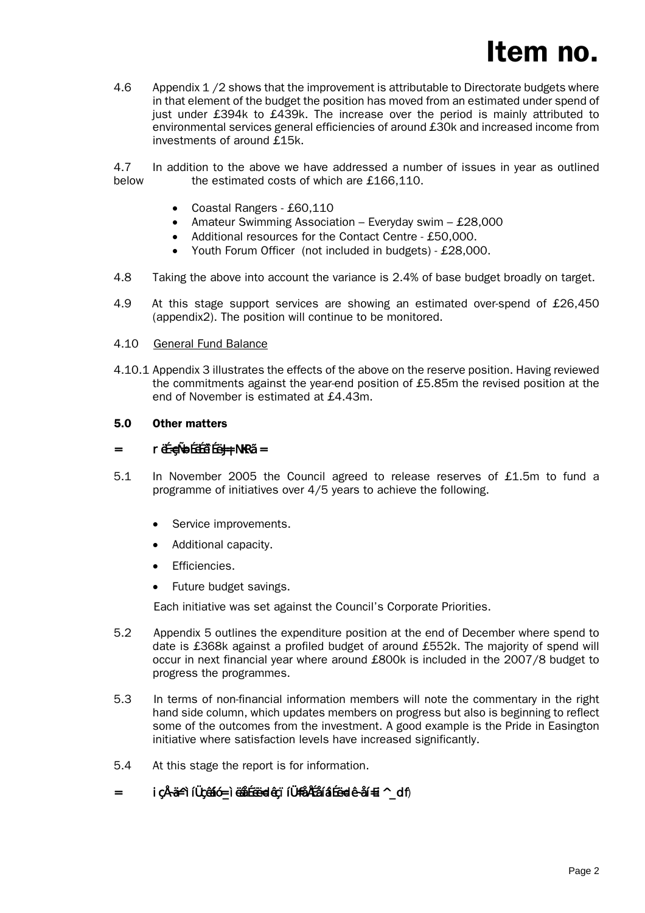4.6 Appendix 1 /2 shows that the improvement is attributable to Directorate budgets where in that element of the budget the position has moved from an estimated under spend of just under £394k to £439k. The increase over the period is mainly attributed to environmental services general efficiencies of around £30k and increased income from investments of around £15k.

4.7 In addition to the above we have addressed a number of issues in year as outlined below the estimated costs of which are £166,110.

- Coastal Rangers - £60,110
- Amateur Swimming Association – Everyday swim – £28,000
- Additional resources for the Contact Centre - £50,000.
- Youth Forum Officer (not included in budgets) - £28,000.

4.8 Taking the above into account the variance is 2.4% of base budget broadly on target.

4.9 At this stage support services are showing an estimated over-spend of £26,450 (appendix2). The position will continue to be monitored.

4.10 General Fund Balance

4.10.1 Appendix 3 illustrates the effects of the above on the reserve position. Having reviewed the commitments against the year-end position of £5.85m the revised position at the end of November is estimated at £4.43m.

## 5.0 Other matters

= r ë~ÉçÑ~ÄÉäëÉäJ=NKRã =

5.1 In November 2005 the Council agreed to release reserves of £1.5m to fund a programme of initiatives over 4/5 years to achieve the following.

- Service improvements.
- Additional capacity.
- Efficiencies.
- Future budget savings.

Each initiative was set against the Council's Corporate Priorities.

5.2 Appendix 5 outlines the expenditure position at the end of December where spend to date is £368k against a profiled budget of around £552k. The majority of spend will occur in next financial year where around £800k is included in the 2007/8 budget to progress the programmes.

5.3 In terms of non-financial information members will note the commentary in the right hand side column, which updates members on progress but also is beginning to reflect some of the outcomes from the investment. A good example is the Pride in Easington initiative where satisfaction levels have increased significantly.

5.4 At this stage the report is for information.

= i çÅ~ä=ì íÜçêáíó=\_ìëáåÉëë=dêçï íÜ=fåÅÉåíáîÉ=dê~åí=E^\_df)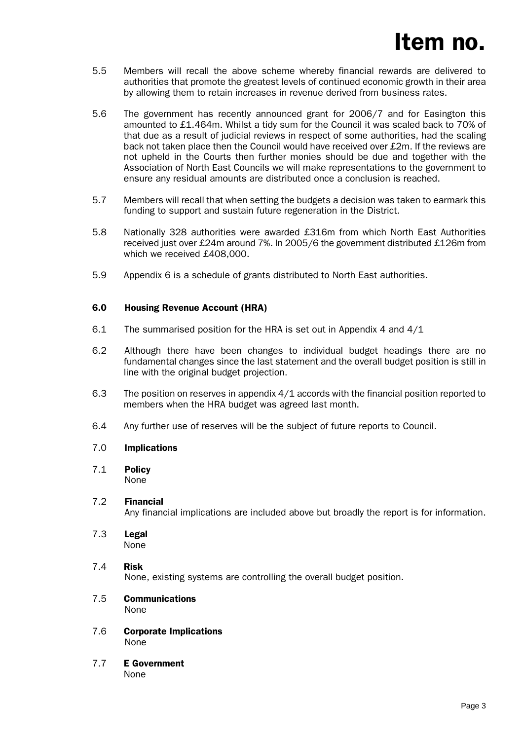# Item no.

5.5 Members will recall the above scheme whereby financial rewards are delivered to authorities that promote the greatest levels of continued economic growth in their area by allowing them to retain increases in revenue derived from business rates.

5.6 The government has recently announced grant for 2006/7 and for Easington this amounted to £1.464m. Whilst a tidy sum for the Council it was scaled back to 70% of that due as a result of judicial reviews in respect of some authorities, had the scaling back not taken place then the Council would have received over £2m. If the reviews are not upheld in the Courts then further monies should be due and together with the Association of North East Councils we will make representations to the government to ensure any residual amounts are distributed once a conclusion is reached.

5.7 Members will recall that when setting the budgets a decision was taken to earmark this funding to support and sustain future regeneration in the District.

5.8 Nationally 328 authorities were awarded £316m from which North East Authorities received just over £24m around 7%. In 2005/6 the government distributed £126m from which we received £408,000.

5.9 Appendix 6 is a schedule of grants distributed to North East authorities.

## 6.0 Housing Revenue Account (HRA)

6.1 The summarised position for the HRA is set out in Appendix 4 and 4/1

6.2 Although there have been changes to individual budget headings there are no fundamental changes since the last statement and the overall budget position is still in line with the original budget projection.

6.3 The position on reserves in appendix 4/1 accords with the financial position reported to members when the HRA budget was agreed last month.

6.4 Any further use of reserves will be the subject of future reports to Council.

## 7.0 Implications

**7.1 Policy**
None

**7.2 Financial**
Any financial implications are included above but broadly the report is for information.

**7.3 Legal**
None

**7.4 Risk**
None, existing systems are controlling the overall budget position.

**7.5 Communications**
None

**7.6 Corporate Implications**
None

**7.7 E Government**
None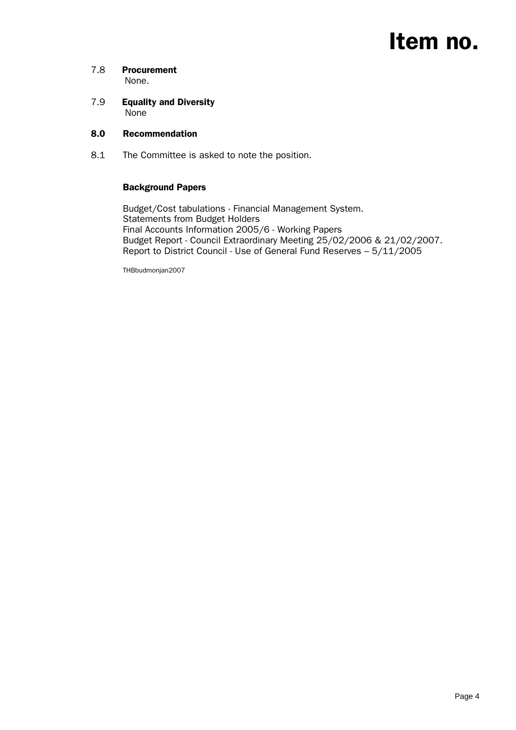# Item no.

**7.8 Procurement**

None.

**7.9 Equality and Diversity**

None

**8.0 Recommendation**

8.1 The Committee is asked to note the position.

**Background Papers**

Budget/Cost tabulations - Financial Management System.
Statements from Budget Holders
Final Accounts Information 2005/6 - Working Papers
Budget Report - Council Extraordinary Meeting 25/02/2006 & 21/02/2007.
Report to District Council - Use of General Fund Reserves – 5/11/2005

THBbudmonjan2007